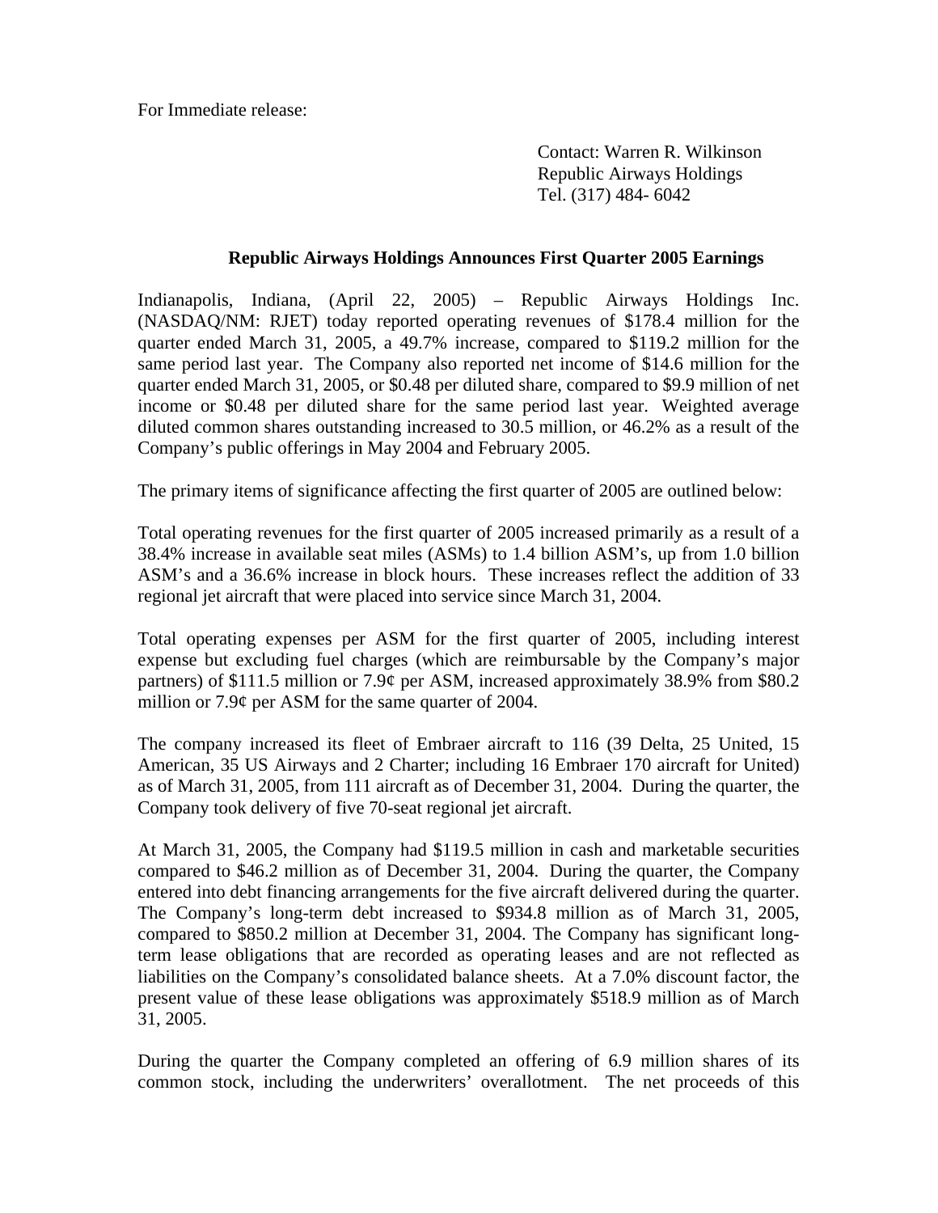For Immediate release:

Contact: Warren R. Wilkinson
Republic Airways Holdings
Tel. (317) 484- 6042

## Republic Airways Holdings Announces First Quarter 2005 Earnings

Indianapolis, Indiana, (April 22, 2005) – Republic Airways Holdings Inc. (NASDAQ/NM: RJET) today reported operating revenues of $178.4 million for the quarter ended March 31, 2005, a 49.7% increase, compared to $119.2 million for the same period last year. The Company also reported net income of $14.6 million for the quarter ended March 31, 2005, or $0.48 per diluted share, compared to $9.9 million of net income or $0.48 per diluted share for the same period last year. Weighted average diluted common shares outstanding increased to 30.5 million, or 46.2% as a result of the Company's public offerings in May 2004 and February 2005.

The primary items of significance affecting the first quarter of 2005 are outlined below:

Total operating revenues for the first quarter of 2005 increased primarily as a result of a 38.4% increase in available seat miles (ASMs) to 1.4 billion ASM's, up from 1.0 billion ASM's and a 36.6% increase in block hours. These increases reflect the addition of 33 regional jet aircraft that were placed into service since March 31, 2004.

Total operating expenses per ASM for the first quarter of 2005, including interest expense but excluding fuel charges (which are reimbursable by the Company's major partners) of $111.5 million or 7.9¢ per ASM, increased approximately 38.9% from $80.2 million or 7.9¢ per ASM for the same quarter of 2004.

The company increased its fleet of Embraer aircraft to 116 (39 Delta, 25 United, 15 American, 35 US Airways and 2 Charter; including 16 Embraer 170 aircraft for United) as of March 31, 2005, from 111 aircraft as of December 31, 2004. During the quarter, the Company took delivery of five 70-seat regional jet aircraft.

At March 31, 2005, the Company had $119.5 million in cash and marketable securities compared to $46.2 million as of December 31, 2004. During the quarter, the Company entered into debt financing arrangements for the five aircraft delivered during the quarter. The Company's long-term debt increased to $934.8 million as of March 31, 2005, compared to $850.2 million at December 31, 2004. The Company has significant long-term lease obligations that are recorded as operating leases and are not reflected as liabilities on the Company's consolidated balance sheets. At a 7.0% discount factor, the present value of these lease obligations was approximately $518.9 million as of March 31, 2005.

During the quarter the Company completed an offering of 6.9 million shares of its common stock, including the underwriters' overallotment. The net proceeds of this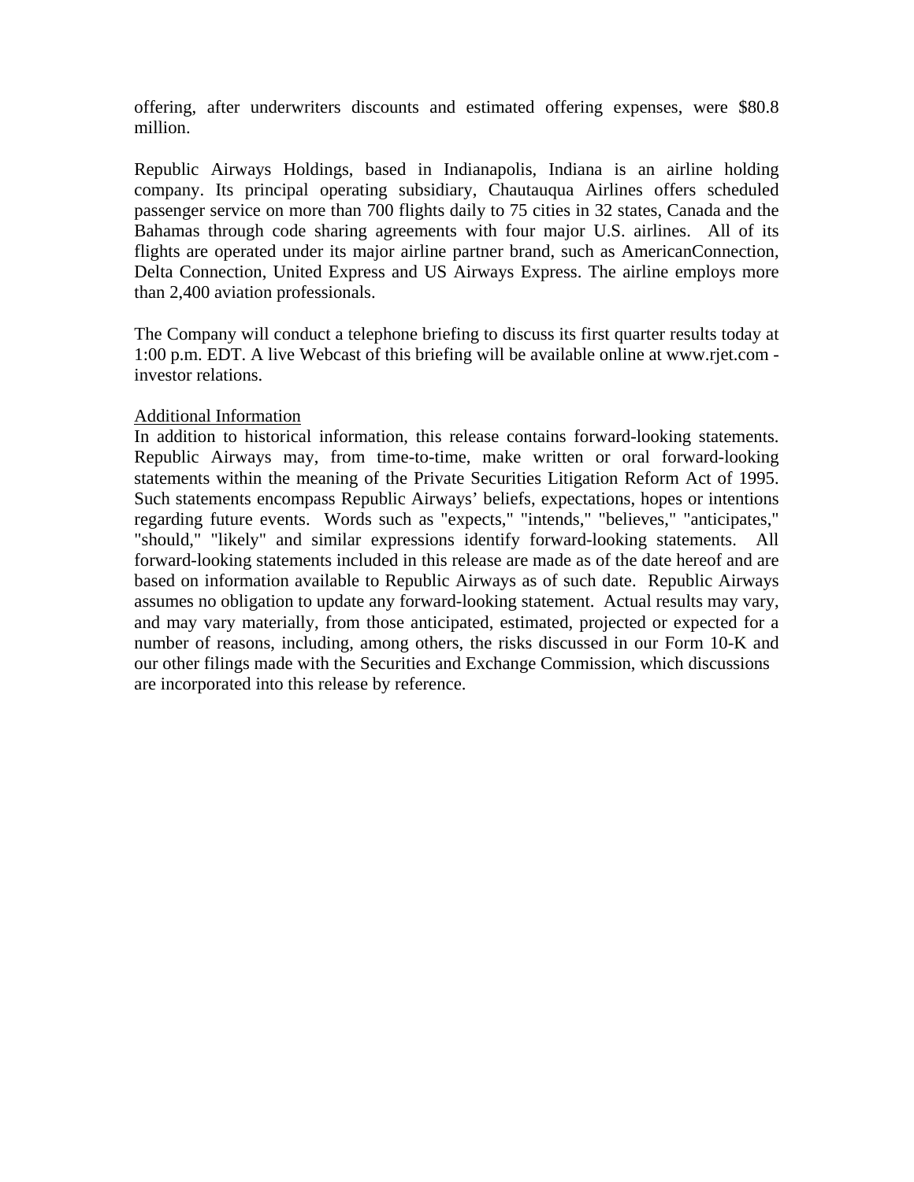offering, after underwriters discounts and estimated offering expenses, were $80.8 million.

Republic Airways Holdings, based in Indianapolis, Indiana is an airline holding company. Its principal operating subsidiary, Chautauqua Airlines offers scheduled passenger service on more than 700 flights daily to 75 cities in 32 states, Canada and the Bahamas through code sharing agreements with four major U.S. airlines. All of its flights are operated under its major airline partner brand, such as AmericanConnection, Delta Connection, United Express and US Airways Express. The airline employs more than 2,400 aviation professionals.

The Company will conduct a telephone briefing to discuss its first quarter results today at 1:00 p.m. EDT. A live Webcast of this briefing will be available online at www.rjet.com - investor relations.

Additional Information

In addition to historical information, this release contains forward-looking statements. Republic Airways may, from time-to-time, make written or oral forward-looking statements within the meaning of the Private Securities Litigation Reform Act of 1995. Such statements encompass Republic Airways' beliefs, expectations, hopes or intentions regarding future events. Words such as "expects," "intends," "believes," "anticipates," "should," "likely" and similar expressions identify forward-looking statements. All forward-looking statements included in this release are made as of the date hereof and are based on information available to Republic Airways as of such date. Republic Airways assumes no obligation to update any forward-looking statement. Actual results may vary, and may vary materially, from those anticipated, estimated, projected or expected for a number of reasons, including, among others, the risks discussed in our Form 10-K and our other filings made with the Securities and Exchange Commission, which discussions are incorporated into this release by reference.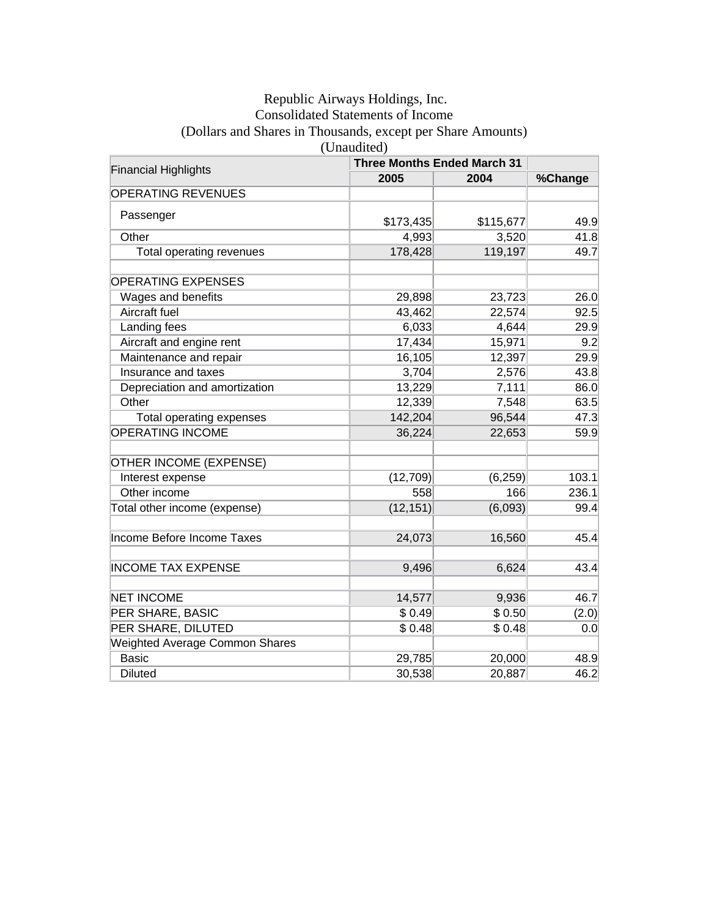Republic Airways Holdings, Inc.
Consolidated Statements of Income
(Dollars and Shares in Thousands, except per Share Amounts)
(Unaudited)

| Financial Highlights | Three Months Ended March 31 | | |
|---|---|---|---|
| | 2005 | 2004 | %Change |
| OPERATING REVENUES | | | |
| Passenger | $173,435 | $115,677 | 49.9 |
| Other | 4,993 | 3,520 | 41.8 |
| Total operating revenues | 178,428 | 119,197 | 49.7 |
| | | | |
| OPERATING EXPENSES | | | |
| Wages and benefits | 29,898 | 23,723 | 26.0 |
| Aircraft fuel | 43,462 | 22,574 | 92.5 |
| Landing fees | 6,033 | 4,644 | 29.9 |
| Aircraft and engine rent | 17,434 | 15,971 | 9.2 |
| Maintenance and repair | 16,105 | 12,397 | 29.9 |
| Insurance and taxes | 3,704 | 2,576 | 43.8 |
| Depreciation and amortization | 13,229 | 7,111 | 86.0 |
| Other | 12,339 | 7,548 | 63.5 |
| Total operating expenses | 142,204 | 96,544 | 47.3 |
| OPERATING INCOME | 36,224 | 22,653 | 59.9 |
| | | | |
| OTHER INCOME (EXPENSE) | | | |
| Interest expense | (12,709) | (6,259) | 103.1 |
| Other income | 558 | 166 | 236.1 |
| Total other income (expense) | (12,151) | (6,093) | 99.4 |
| | | | |
| Income Before Income Taxes | 24,073 | 16,560 | 45.4 |
| | | | |
| INCOME TAX EXPENSE | 9,496 | 6,624 | 43.4 |
| | | | |
| NET INCOME | 14,577 | 9,936 | 46.7 |
| PER SHARE, BASIC | $ 0.49 | $ 0.50 | (2.0) |
| PER SHARE, DILUTED | $ 0.48 | $ 0.48 | 0.0 |
| Weighted Average Common Shares | | | |
| Basic | 29,785 | 20,000 | 48.9 |
| Diluted | 30,538 | 20,887 | 46.2 |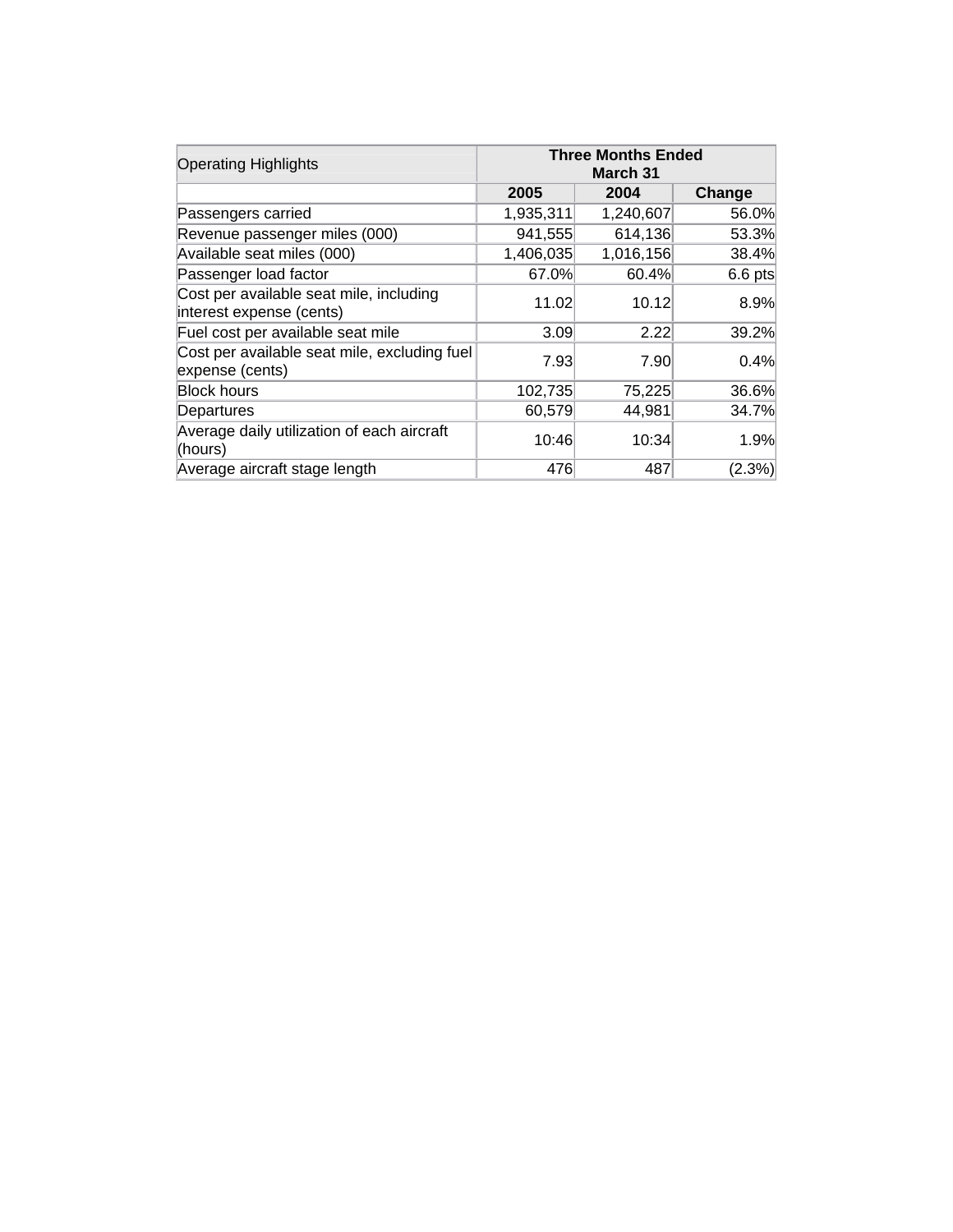| Operating Highlights | Three Months Ended March 31 | | |
|---|---|---|---|
| | 2005 | 2004 | Change |
| Passengers carried | 1,935,311 | 1,240,607 | 56.0% |
| Revenue passenger miles (000) | 941,555 | 614,136 | 53.3% |
| Available seat miles (000) | 1,406,035 | 1,016,156 | 38.4% |
| Passenger load factor | 67.0% | 60.4% | 6.6 pts |
| Cost per available seat mile, including interest expense (cents) | 11.02 | 10.12 | 8.9% |
| Fuel cost per available seat mile | 3.09 | 2.22 | 39.2% |
| Cost per available seat mile, excluding fuel expense (cents) | 7.93 | 7.90 | 0.4% |
| Block hours | 102,735 | 75,225 | 36.6% |
| Departures | 60,579 | 44,981 | 34.7% |
| Average daily utilization of each aircraft (hours) | 10:46 | 10:34 | 1.9% |
| Average aircraft stage length | 476 | 487 | (2.3%) |